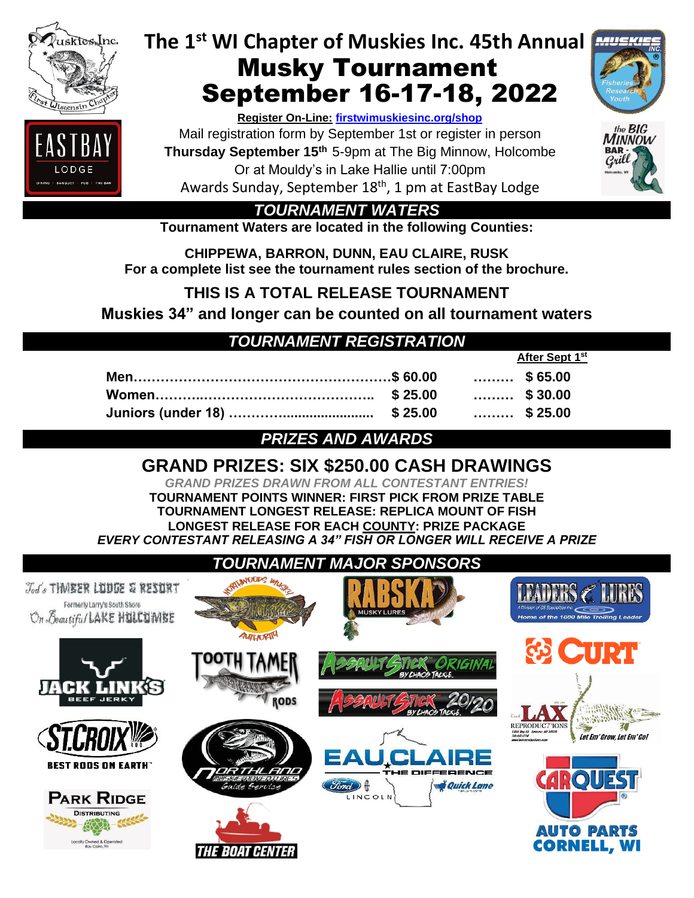# The 1st WI Chapter of Muskies Inc. 45th Annual Musky Tournament September 16-17-18, 2022

**Register On-Line: firstwimuskiesinc.org/shop**

Mail registration form by September 1st or register in person

**Thursday September 15th** 5-9pm at The Big Minnow, Holcombe

Or at Mouldy's in Lake Hallie until 7:00pm

Awards Sunday, September 18th, 1 pm at EastBay Lodge

## *TOURNAMENT WATERS*

**Tournament Waters are located in the following Counties:**

**CHIPPEWA, BARRON, DUNN, EAU CLAIRE, RUSK**

**For a complete list see the tournament rules section of the brochure.**

**THIS IS A TOTAL RELEASE TOURNAMENT**

**Muskies 34" and longer can be counted on all tournament waters**

## *TOURNAMENT REGISTRATION*

| | | After Sept 1st |
|---|---|---|
| **Men** | **$ 60.00** | **$ 65.00** |
| **Women** | **$ 25.00** | **$ 30.00** |
| **Juniors (under 18)** | **$ 25.00** | **$ 25.00** |

## *PRIZES AND AWARDS*

## GRAND PRIZES: SIX $250.00 CASH DRAWINGS

***GRAND PRIZES DRAWN FROM ALL CONTESTANT ENTRIES!***

**TOURNAMENT POINTS WINNER: FIRST PICK FROM PRIZE TABLE**

**TOURNAMENT LONGEST RELEASE: REPLICA MOUNT OF FISH**

**LONGEST RELEASE FOR EACH COUNTY: PRIZE PACKAGE**

***EVERY CONTESTANT RELEASING A 34" FISH OR LONGER WILL RECEIVE A PRIZE***

## *TOURNAMENT MAJOR SPONSORS*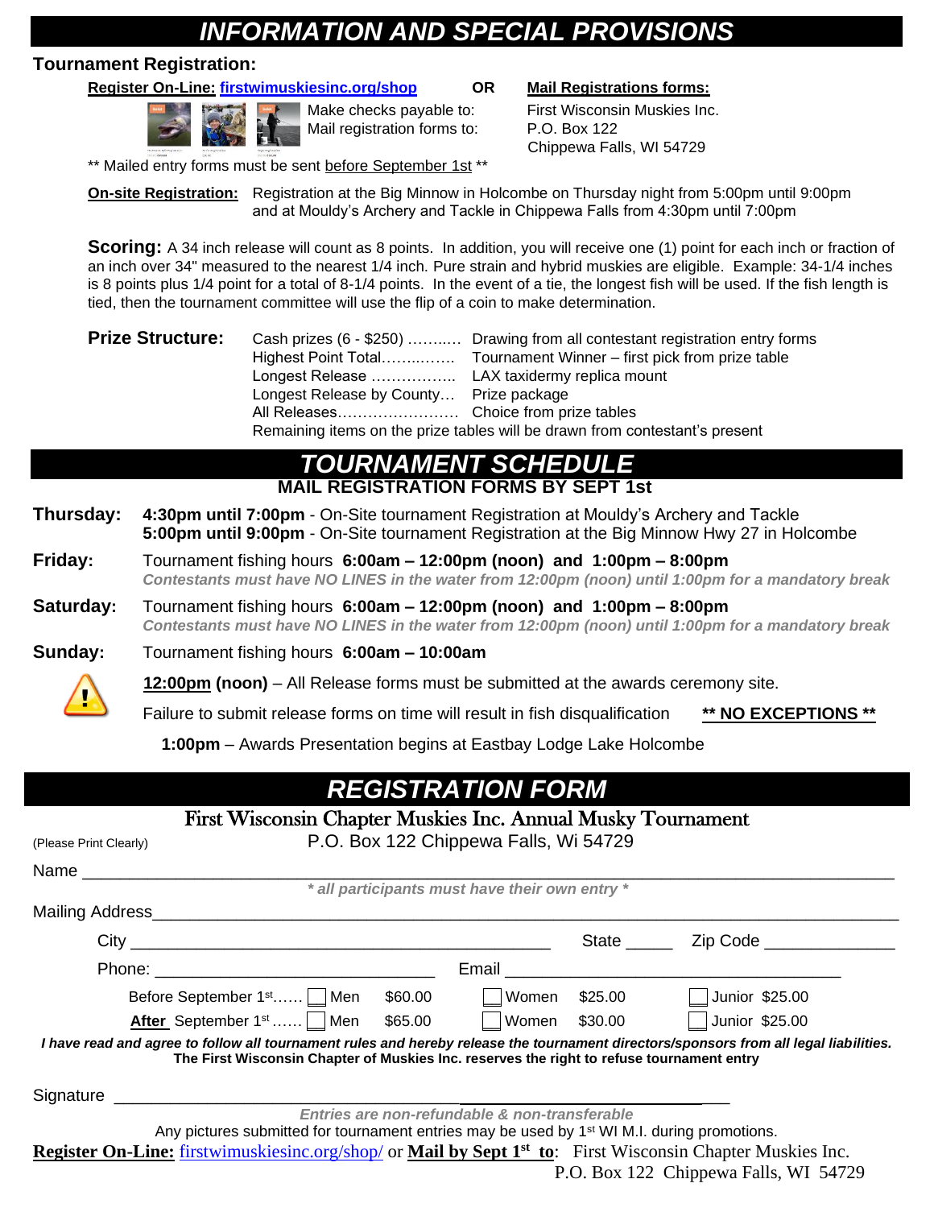# INFORMATION AND SPECIAL PROVISIONS

**Tournament Registration:**

**Register On-Line: firstwimuskiesinc.org/shop** **OR** **Mail Registrations forms:**

Make checks payable to: First Wisconsin Muskies Inc.
Mail registration forms to: P.O. Box 122
Chippewa Falls, WI 54729

** Mailed entry forms must be sent before September 1st **

**On-site Registration:** Registration at the Big Minnow in Holcombe on Thursday night from 5:00pm until 9:00pm and at Mouldy's Archery and Tackle in Chippewa Falls from 4:30pm until 7:00pm

**Scoring:** A 34 inch release will count as 8 points. In addition, you will receive one (1) point for each inch or fraction of an inch over 34" measured to the nearest 1/4 inch. Pure strain and hybrid muskies are eligible. Example: 34-1/4 inches is 8 points plus 1/4 point for a total of 8-1/4 points. In the event of a tie, the longest fish will be used. If the fish length is tied, then the tournament committee will use the flip of a coin to make determination.

**Prize Structure:**

| | |
|---|---|
| Cash prizes (6 - $250) | Drawing from all contestant registration entry forms |
| Highest Point Total | Tournament Winner – first pick from prize table |
| Longest Release | LAX taxidermy replica mount |
| Longest Release by County | Prize package |
| All Releases | Choice from prize tables |

Remaining items on the prize tables will be drawn from contestant's present

# TOURNAMENT SCHEDULE

**MAIL REGISTRATION FORMS BY SEPT 1st**

**Thursday:** **4:30pm until 7:00pm** - On-Site tournament Registration at Mouldy's Archery and Tackle
**5:00pm until 9:00pm** - On-Site tournament Registration at the Big Minnow Hwy 27 in Holcombe

**Friday:** Tournament fishing hours **6:00am – 12:00pm (noon) and 1:00pm – 8:00pm**
***Contestants must have NO LINES in the water from 12:00pm (noon) until 1:00pm for a mandatory break***

**Saturday:** Tournament fishing hours **6:00am – 12:00pm (noon) and 1:00pm – 8:00pm**
***Contestants must have NO LINES in the water from 12:00pm (noon) until 1:00pm for a mandatory break***

**Sunday:** Tournament fishing hours **6:00am – 10:00am**

**12:00pm (noon)** – All Release forms must be submitted at the awards ceremony site.

Failure to submit release forms on time will result in fish disqualification **** NO EXCEPTIONS ****

**1:00pm** – Awards Presentation begins at Eastbay Lodge Lake Holcombe

# REGISTRATION FORM

**First Wisconsin Chapter Muskies Inc. Annual Musky Tournament**

(Please Print Clearly) P.O. Box 122 Chippewa Falls, Wi 54729

Name ______________________________________________

*\* all participants must have their own entry \**

Mailing Address ______________________________________________

City ______________________ State _____ Zip Code ____________

Phone: ______________________ Email ______________________

| | | | |
|---|---|---|---|
| Before September 1st…… | ☐ Men $60.00 | ☐ Women $25.00 | ☐ Junior $25.00 |
| **After** September 1st…… | ☐ Men $65.00 | ☐ Women $30.00 | ☐ Junior $25.00 |

***I have read and agree to follow all tournament rules and hereby release the tournament directors/sponsors from all legal liabilities.***
**The First Wisconsin Chapter of Muskies Inc. reserves the right to refuse tournament entry**

Signature ______________________________________________

***Entries are non-refundable & non-transferable***

Any pictures submitted for tournament entries may be used by 1st WI M.I. during promotions.

**Register On-Line:** firstwimuskiesinc.org/shop/ or **Mail by Sept 1st to**: First Wisconsin Chapter Muskies Inc.
P.O. Box 122 Chippewa Falls, WI 54729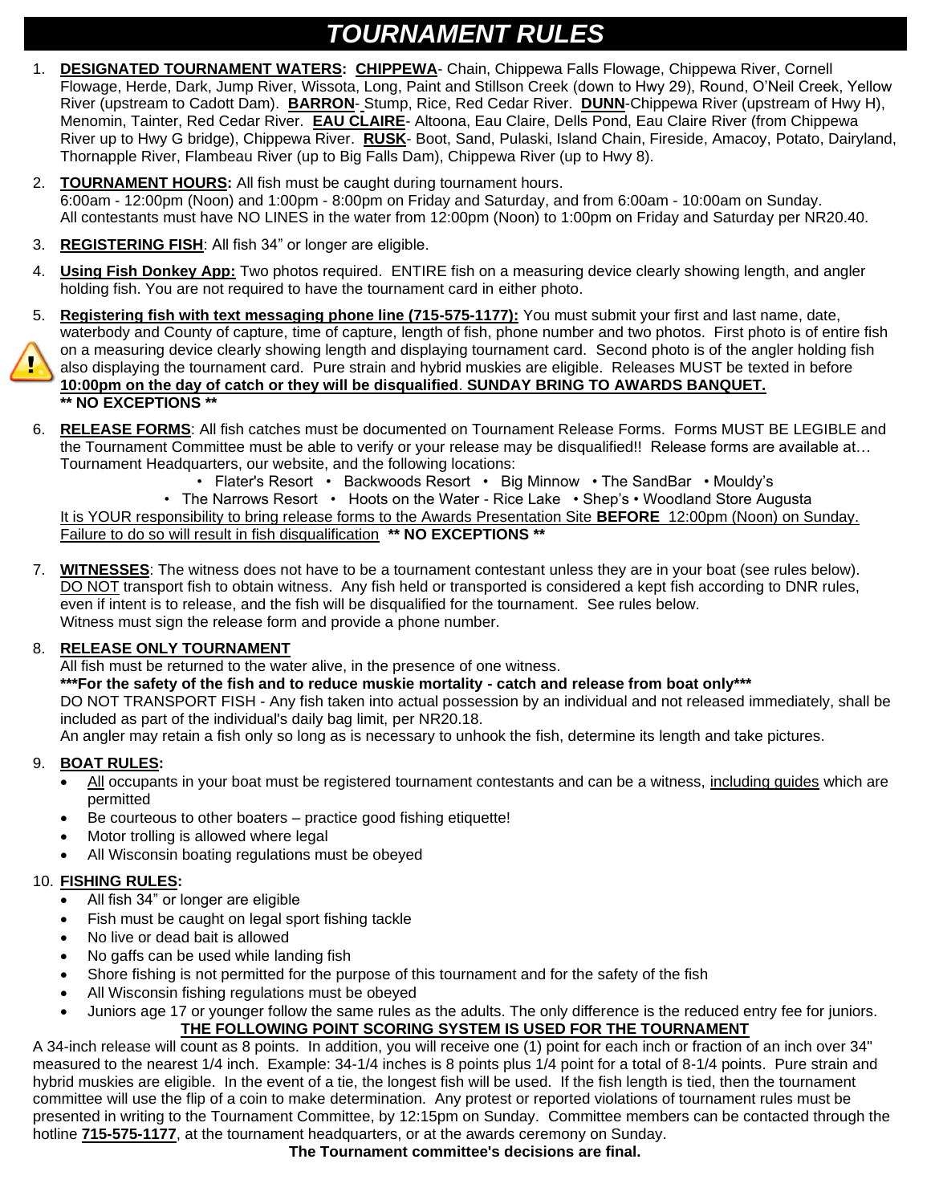# TOURNAMENT RULES

1. **DESIGNATED TOURNAMENT WATERS: CHIPPEWA**- Chain, Chippewa Falls Flowage, Chippewa River, Cornell Flowage, Herde, Dark, Jump River, Wissota, Long, Paint and Stillson Creek (down to Hwy 29), Round, O'Neil Creek, Yellow River (upstream to Cadott Dam). **BARRON**- Stump, Rice, Red Cedar River. **DUNN**-Chippewa River (upstream of Hwy H), Menomin, Tainter, Red Cedar River. **EAU CLAIRE**- Altoona, Eau Claire, Dells Pond, Eau Claire River (from Chippewa River up to Hwy G bridge), Chippewa River. **RUSK**- Boot, Sand, Pulaski, Island Chain, Fireside, Amacoy, Potato, Dairyland, Thornapple River, Flambeau River (up to Big Falls Dam), Chippewa River (up to Hwy 8).

2. **TOURNAMENT HOURS:** All fish must be caught during tournament hours.
   6:00am - 12:00pm (Noon) and 1:00pm - 8:00pm on Friday and Saturday, and from 6:00am - 10:00am on Sunday.
   All contestants must have NO LINES in the water from 12:00pm (Noon) to 1:00pm on Friday and Saturday per NR20.40.

3. **REGISTERING FISH**: All fish 34" or longer are eligible.

4. **Using Fish Donkey App:** Two photos required. ENTIRE fish on a measuring device clearly showing length, and angler holding fish. You are not required to have the tournament card in either photo.

5. **Registering fish with text messaging phone line (715-575-1177):** You must submit your first and last name, date, waterbody and County of capture, time of capture, length of fish, phone number and two photos. First photo is of entire fish on a measuring device clearly showing length and displaying tournament card. Second photo is of the angler holding fish also displaying the tournament card. Pure strain and hybrid muskies are eligible. Releases MUST be texted in before **10:00pm on the day of catch or they will be disqualified**. **SUNDAY BRING TO AWARDS BANQUET.**
   **\*\* NO EXCEPTIONS \*\***

6. **RELEASE FORMS**: All fish catches must be documented on Tournament Release Forms. Forms MUST BE LEGIBLE and the Tournament Committee must be able to verify or your release may be disqualified!! Release forms are available at… Tournament Headquarters, our website, and the following locations:
   - Flater's Resort • Backwoods Resort • Big Minnow • The SandBar • Mouldy's
   - The Narrows Resort • Hoots on the Water - Rice Lake • Shep's • Woodland Store Augusta

   It is YOUR responsibility to bring release forms to the Awards Presentation Site **BEFORE** 12:00pm (Noon) on Sunday. Failure to do so will result in fish disqualification **\*\* NO EXCEPTIONS \*\***

7. **WITNESSES**: The witness does not have to be a tournament contestant unless they are in your boat (see rules below). DO NOT transport fish to obtain witness. Any fish held or transported is considered a kept fish according to DNR rules, even if intent is to release, and the fish will be disqualified for the tournament. See rules below.
   Witness must sign the release form and provide a phone number.

8. **RELEASE ONLY TOURNAMENT**
   All fish must be returned to the water alive, in the presence of one witness.
   **\*\*\*For the safety of the fish and to reduce muskie mortality - catch and release from boat only\*\*\***
   DO NOT TRANSPORT FISH - Any fish taken into actual possession by an individual and not released immediately, shall be included as part of the individual's daily bag limit, per NR20.18.
   An angler may retain a fish only so long as is necessary to unhook the fish, determine its length and take pictures.

9. **BOAT RULES:**
   - All occupants in your boat must be registered tournament contestants and can be a witness, including guides which are permitted
   - Be courteous to other boaters – practice good fishing etiquette!
   - Motor trolling is allowed where legal
   - All Wisconsin boating regulations must be obeyed

10. **FISHING RULES:**
    - All fish 34" or longer are eligible
    - Fish must be caught on legal sport fishing tackle
    - No live or dead bait is allowed
    - No gaffs can be used while landing fish
    - Shore fishing is not permitted for the purpose of this tournament and for the safety of the fish
    - All Wisconsin fishing regulations must be obeyed
    - Juniors age 17 or younger follow the same rules as the adults. The only difference is the reduced entry fee for juniors.

**THE FOLLOWING POINT SCORING SYSTEM IS USED FOR THE TOURNAMENT**

A 34-inch release will count as 8 points. In addition, you will receive one (1) point for each inch or fraction of an inch over 34" measured to the nearest 1/4 inch. Example: 34-1/4 inches is 8 points plus 1/4 point for a total of 8-1/4 points. Pure strain and hybrid muskies are eligible. In the event of a tie, the longest fish will be used. If the fish length is tied, then the tournament committee will use the flip of a coin to make determination. Any protest or reported violations of tournament rules must be presented in writing to the Tournament Committee, by 12:15pm on Sunday. Committee members can be contacted through the hotline **715-575-1177**, at the tournament headquarters, or at the awards ceremony on Sunday.

**The Tournament committee's decisions are final.**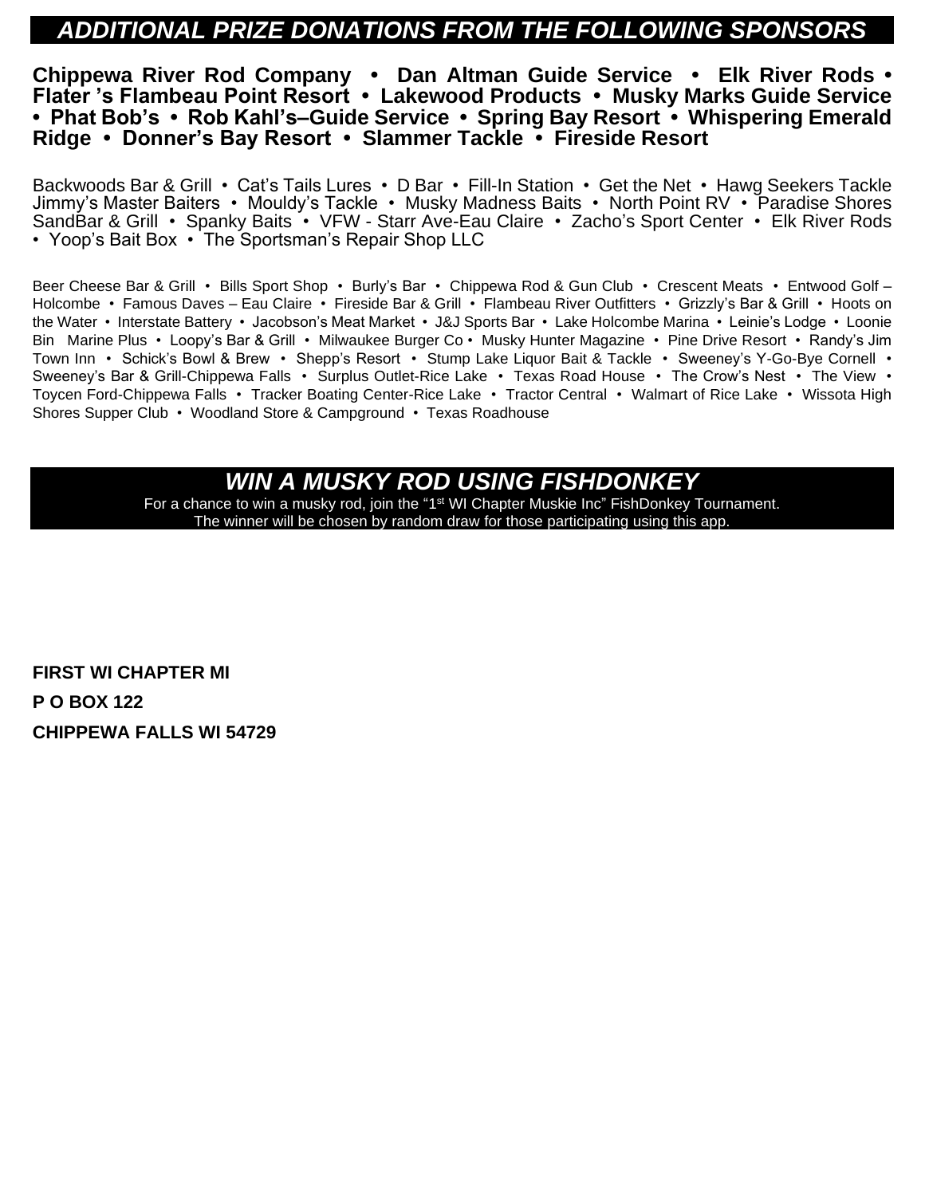## *ADDITIONAL PRIZE DONATIONS FROM THE FOLLOWING SPONSORS*

**Chippewa River Rod Company • Dan Altman Guide Service • Elk River Rods • Flater 's Flambeau Point Resort • Lakewood Products • Musky Marks Guide Service • Phat Bob's • Rob Kahl's–Guide Service • Spring Bay Resort • Whispering Emerald Ridge • Donner's Bay Resort • Slammer Tackle • Fireside Resort**

Backwoods Bar & Grill • Cat's Tails Lures • D Bar • Fill-In Station • Get the Net • Hawg Seekers Tackle Jimmy's Master Baiters • Mouldy's Tackle • Musky Madness Baits • North Point RV • Paradise Shores SandBar & Grill • Spanky Baits • VFW - Starr Ave-Eau Claire • Zacho's Sport Center • Elk River Rods • Yoop's Bait Box • The Sportsman's Repair Shop LLC

Beer Cheese Bar & Grill • Bills Sport Shop • Burly's Bar • Chippewa Rod & Gun Club • Crescent Meats • Entwood Golf – Holcombe • Famous Daves – Eau Claire • Fireside Bar & Grill • Flambeau River Outfitters • Grizzly's Bar & Grill • Hoots on the Water • Interstate Battery • Jacobson's Meat Market • J&J Sports Bar • Lake Holcombe Marina • Leinie's Lodge • Loonie Bin Marine Plus • Loopy's Bar & Grill • Milwaukee Burger Co • Musky Hunter Magazine • Pine Drive Resort • Randy's Jim Town Inn • Schick's Bowl & Brew • Shepp's Resort • Stump Lake Liquor Bait & Tackle • Sweeney's Y-Go-Bye Cornell • Sweeney's Bar & Grill-Chippewa Falls • Surplus Outlet-Rice Lake • Texas Road House • The Crow's Nest • The View • Toycen Ford-Chippewa Falls • Tracker Boating Center-Rice Lake • Tractor Central • Walmart of Rice Lake • Wissota High Shores Supper Club • Woodland Store & Campground • Texas Roadhouse

## *WIN A MUSKY ROD USING FISHDONKEY*

For a chance to win a musky rod, join the "1st WI Chapter Muskie Inc" FishDonkey Tournament.
The winner will be chosen by random draw for those participating using this app.

**FIRST WI CHAPTER MI**

**P O BOX 122**

**CHIPPEWA FALLS WI 54729**